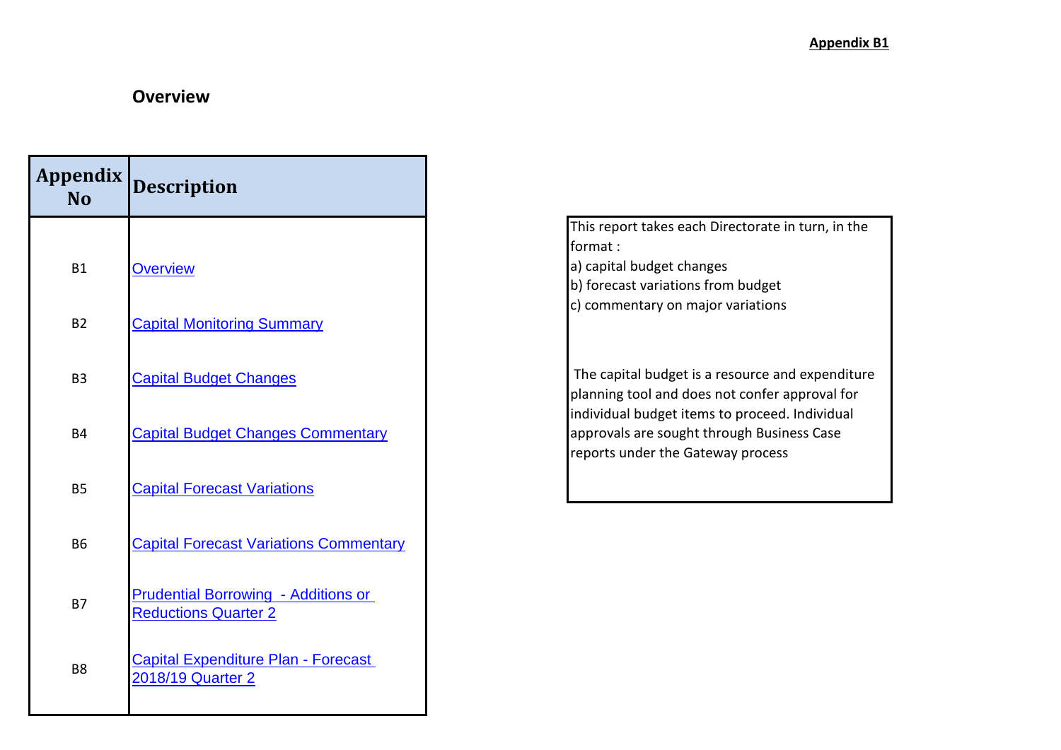**Appendix B1**

## Overview

| Appendix No | Description |
|---|---|
| B1 | Overview |
| B2 | Capital Monitoring Summary |
| B3 | Capital Budget Changes |
| B4 | Capital Budget Changes Commentary |
| B5 | Capital Forecast Variations |
| B6 | Capital Forecast Variations Commentary |
| B7 | Prudential Borrowing - Additions or Reductions Quarter 2 |
| B8 | Capital Expenditure Plan - Forecast 2018/19 Quarter 2 |

This report takes each Directorate in turn, in the format :

a) capital budget changes
b) forecast variations from budget
c) commentary on major variations

The capital budget is a resource and expenditure planning tool and does not confer approval for individual budget items to proceed. Individual approvals are sought through Business Case reports under the Gateway process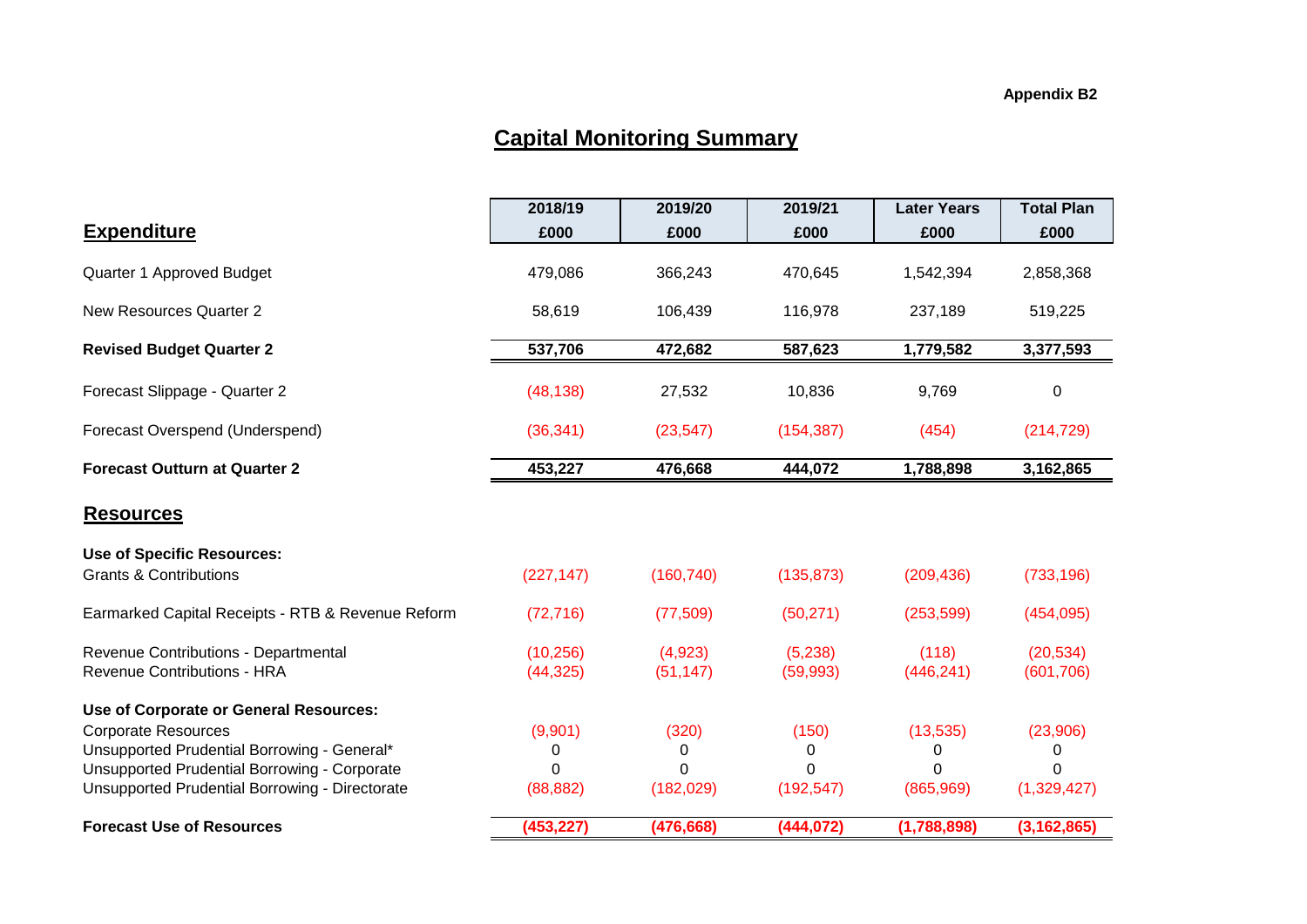Appendix B2

# Capital Monitoring Summary

| **Expenditure** | **2018/19**<br>**£000** | **2019/20**<br>**£000** | **2019/21**<br>**£000** | **Later Years**<br>**£000** | **Total Plan**<br>**£000** |
|---|---|---|---|---|---|
| Quarter 1 Approved Budget | 479,086 | 366,243 | 470,645 | 1,542,394 | 2,858,368 |
| New Resources Quarter 2 | 58,619 | 106,439 | 116,978 | 237,189 | 519,225 |
| **Revised Budget Quarter 2** | **537,706** | **472,682** | **587,623** | **1,779,582** | **3,377,593** |
| Forecast Slippage - Quarter 2 | (48,138) | 27,532 | 10,836 | 9,769 | 0 |
| Forecast Overspend (Underspend) | (36,341) | (23,547) | (154,387) | (454) | (214,729) |
| **Forecast Outturn at Quarter 2** | **453,227** | **476,668** | **444,072** | **1,788,898** | **3,162,865** |
| **Resources** | | | | | |
| **Use of Specific Resources:** | | | | | |
| Grants & Contributions | (227,147) | (160,740) | (135,873) | (209,436) | (733,196) |
| Earmarked Capital Receipts - RTB & Revenue Reform | (72,716) | (77,509) | (50,271) | (253,599) | (454,095) |
| Revenue Contributions - Departmental | (10,256) | (4,923) | (5,238) | (118) | (20,534) |
| Revenue Contributions - HRA | (44,325) | (51,147) | (59,993) | (446,241) | (601,706) |
| **Use of Corporate or General Resources:** | | | | | |
| Corporate Resources | (9,901) | (320) | (150) | (13,535) | (23,906) |
| Unsupported Prudential Borrowing - General* | 0 | 0 | 0 | 0 | 0 |
| Unsupported Prudential Borrowing - Corporate | 0 | 0 | 0 | 0 | 0 |
| Unsupported Prudential Borrowing - Directorate | (88,882) | (182,029) | (192,547) | (865,969) | (1,329,427) |
| **Forecast Use of Resources** | **(453,227)** | **(476,668)** | **(444,072)** | **(1,788,898)** | **(3,162,865)** |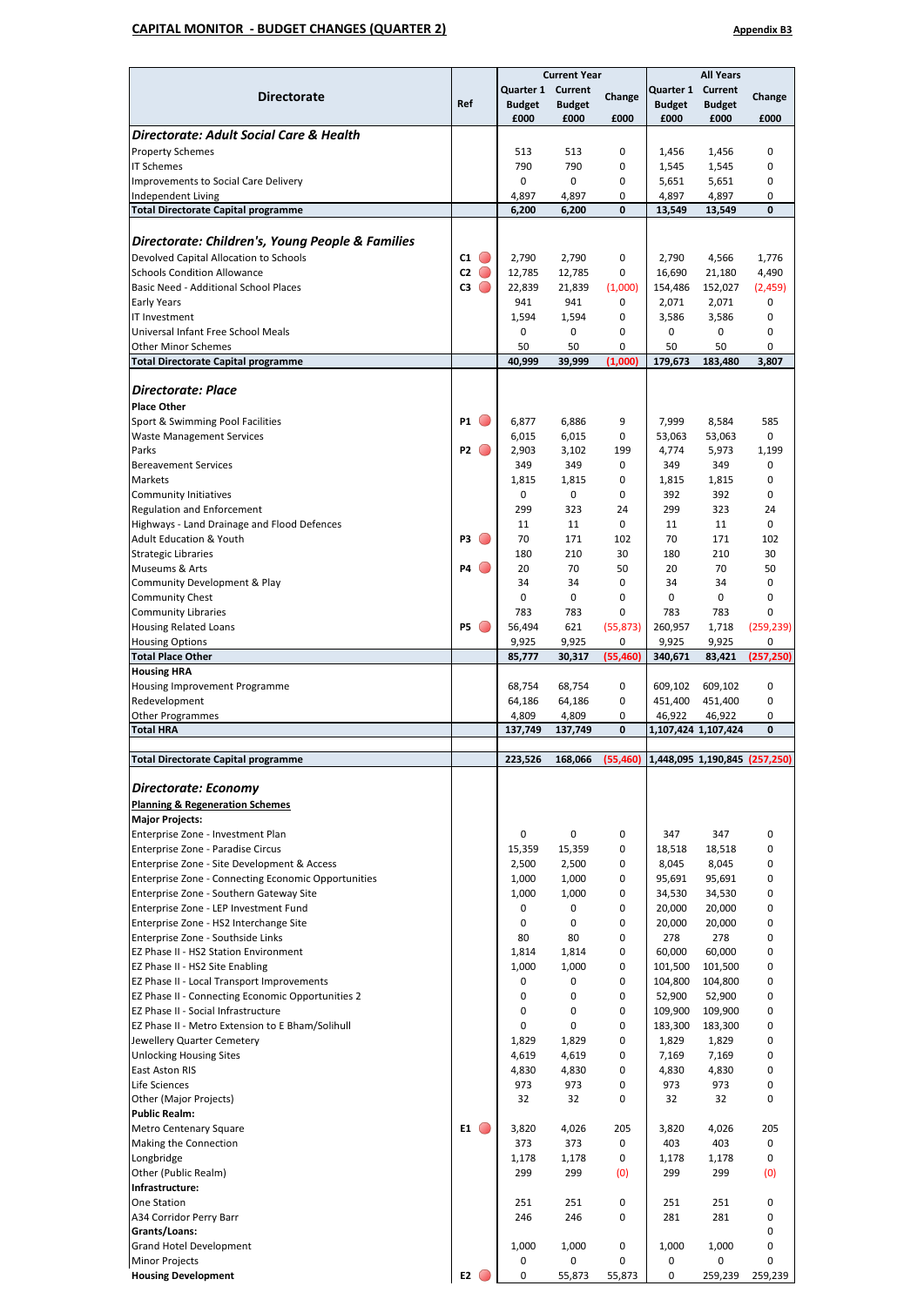**CAPITAL MONITOR - BUDGET CHANGES (QUARTER 2)**

**Appendix B3**

| Directorate | Ref | Current Year Quarter 1 Budget £000 | Current Year Current Budget £000 | Current Year Change £000 | All Years Quarter 1 Budget £000 | All Years Current Budget £000 | All Years Change £000 |
|---|---|---|---|---|---|---|---|
| ***Directorate: Adult Social Care & Health*** | | | | | | | |
| Property Schemes | | 513 | 513 | 0 | 1,456 | 1,456 | 0 |
| IT Schemes | | 790 | 790 | 0 | 1,545 | 1,545 | 0 |
| Improvements to Social Care Delivery | | 0 | 0 | 0 | 5,651 | 5,651 | 0 |
| Independent Living | | 4,897 | 4,897 | 0 | 4,897 | 4,897 | 0 |
| **Total Directorate Capital programme** | | **6,200** | **6,200** | **0** | **13,549** | **13,549** | **0** |
| ***Directorate: Children's, Young People & Families*** | | | | | | | |
| Devolved Capital Allocation to Schools | C1 | 2,790 | 2,790 | 0 | 2,790 | 4,566 | 1,776 |
| Schools Condition Allowance | C2 | 12,785 | 12,785 | 0 | 16,690 | 21,180 | 4,490 |
| Basic Need - Additional School Places | C3 | 22,839 | 21,839 | (1,000) | 154,486 | 152,027 | (2,459) |
| Early Years | | 941 | 941 | 0 | 2,071 | 2,071 | 0 |
| IT Investment | | 1,594 | 1,594 | 0 | 3,586 | 3,586 | 0 |
| Universal Infant Free School Meals | | 0 | 0 | 0 | 0 | 0 | 0 |
| Other Minor Schemes | | 50 | 50 | 0 | 50 | 50 | 0 |
| **Total Directorate Capital programme** | | **40,999** | **39,999** | **(1,000)** | **179,673** | **183,480** | **3,807** |
| ***Directorate: Place*** | | | | | | | |
| **Place Other** | | | | | | | |
| Sport & Swimming Pool Facilities | P1 | 6,877 | 6,886 | 9 | 7,999 | 8,584 | 585 |
| Waste Management Services | | 6,015 | 6,015 | 0 | 53,063 | 53,063 | 0 |
| Parks | P2 | 2,903 | 3,102 | 199 | 4,774 | 5,973 | 1,199 |
| Bereavement Services | | 349 | 349 | 0 | 349 | 349 | 0 |
| Markets | | 1,815 | 1,815 | 0 | 1,815 | 1,815 | 0 |
| Community Initiatives | | 0 | 0 | 0 | 392 | 392 | 0 |
| Regulation and Enforcement | | 299 | 323 | 24 | 299 | 323 | 24 |
| Highways - Land Drainage and Flood Defences | | 11 | 11 | 0 | 11 | 11 | 0 |
| Adult Education & Youth | P3 | 70 | 171 | 102 | 70 | 171 | 102 |
| Strategic Libraries | | 180 | 210 | 30 | 180 | 210 | 30 |
| Museums & Arts | P4 | 20 | 70 | 50 | 20 | 70 | 50 |
| Community Development & Play | | 34 | 34 | 0 | 34 | 34 | 0 |
| Community Chest | | 0 | 0 | 0 | 0 | 0 | 0 |
| Community Libraries | | 783 | 783 | 0 | 783 | 783 | 0 |
| Housing Related Loans | P5 | 56,494 | 621 | (55,873) | 260,957 | 1,718 | (259,239) |
| Housing Options | | 9,925 | 9,925 | 0 | 9,925 | 9,925 | 0 |
| **Total Place Other** | | **85,777** | **30,317** | **(55,460)** | **340,671** | **83,421** | **(257,250)** |
| **Housing HRA** | | | | | | | |
| Housing Improvement Programme | | 68,754 | 68,754 | 0 | 609,102 | 609,102 | 0 |
| Redevelopment | | 64,186 | 64,186 | 0 | 451,400 | 451,400 | 0 |
| Other Programmes | | 4,809 | 4,809 | 0 | 46,922 | 46,922 | 0 |
| **Total HRA** | | **137,749** | **137,749** | **0** | **1,107,424** | **1,107,424** | **0** |
| **Total Directorate Capital programme** | | **223,526** | **168,066** | **(55,460)** | **1,448,095** | **1,190,845** | **(257,250)** |
| ***Directorate: Economy*** | | | | | | | |
| **Planning & Regeneration Schemes** | | | | | | | |
| **Major Projects:** | | | | | | | |
| Enterprise Zone - Investment Plan | | 0 | 0 | 0 | 347 | 347 | 0 |
| Enterprise Zone - Paradise Circus | | 15,359 | 15,359 | 0 | 18,518 | 18,518 | 0 |
| Enterprise Zone - Site Development & Access | | 2,500 | 2,500 | 0 | 8,045 | 8,045 | 0 |
| Enterprise Zone - Connecting Economic Opportunities | | 1,000 | 1,000 | 0 | 95,691 | 95,691 | 0 |
| Enterprise Zone - Southern Gateway Site | | 1,000 | 1,000 | 0 | 34,530 | 34,530 | 0 |
| Enterprise Zone - LEP Investment Fund | | 0 | 0 | 0 | 20,000 | 20,000 | 0 |
| Enterprise Zone - HS2 Interchange Site | | 0 | 0 | 0 | 20,000 | 20,000 | 0 |
| Enterprise Zone - Southside Links | | 80 | 80 | 0 | 278 | 278 | 0 |
| EZ Phase II - HS2 Station Environment | | 1,814 | 1,814 | 0 | 60,000 | 60,000 | 0 |
| EZ Phase II - HS2 Site Enabling | | 1,000 | 1,000 | 0 | 101,500 | 101,500 | 0 |
| EZ Phase II - Local Transport Improvements | | 0 | 0 | 0 | 104,800 | 104,800 | 0 |
| EZ Phase II - Connecting Economic Opportunities 2 | | 0 | 0 | 0 | 52,900 | 52,900 | 0 |
| EZ Phase II - Social Infrastructure | | 0 | 0 | 0 | 109,900 | 109,900 | 0 |
| EZ Phase II - Metro Extension to E Bham/Solihull | | 0 | 0 | 0 | 183,300 | 183,300 | 0 |
| Jewellery Quarter Cemetery | | 1,829 | 1,829 | 0 | 1,829 | 1,829 | 0 |
| Unlocking Housing Sites | | 4,619 | 4,619 | 0 | 7,169 | 7,169 | 0 |
| East Aston RIS | | 4,830 | 4,830 | 0 | 4,830 | 4,830 | 0 |
| Life Sciences | | 973 | 973 | 0 | 973 | 973 | 0 |
| Other (Major Projects) | | 32 | 32 | 0 | 32 | 32 | 0 |
| **Public Realm:** | | | | | | | |
| Metro Centenary Square | E1 | 3,820 | 4,026 | 205 | 3,820 | 4,026 | 205 |
| Making the Connection | | 373 | 373 | 0 | 403 | 403 | 0 |
| Longbridge | | 1,178 | 1,178 | 0 | 1,178 | 1,178 | 0 |
| Other (Public Realm) | | 299 | 299 | (0) | 299 | 299 | (0) |
| **Infrastructure:** | | | | | | | |
| One Station | | 251 | 251 | 0 | 251 | 251 | 0 |
| A34 Corridor Perry Barr | | 246 | 246 | 0 | 281 | 281 | 0 |
| **Grants/Loans:** | | | | | | | 0 |
| Grand Hotel Development | | 1,000 | 1,000 | 0 | 1,000 | 1,000 | 0 |
| Minor Projects | | 0 | 0 | 0 | 0 | 0 | 0 |
| **Housing Development** | E2 | 0 | 55,873 | 55,873 | 0 | 259,239 | 259,239 |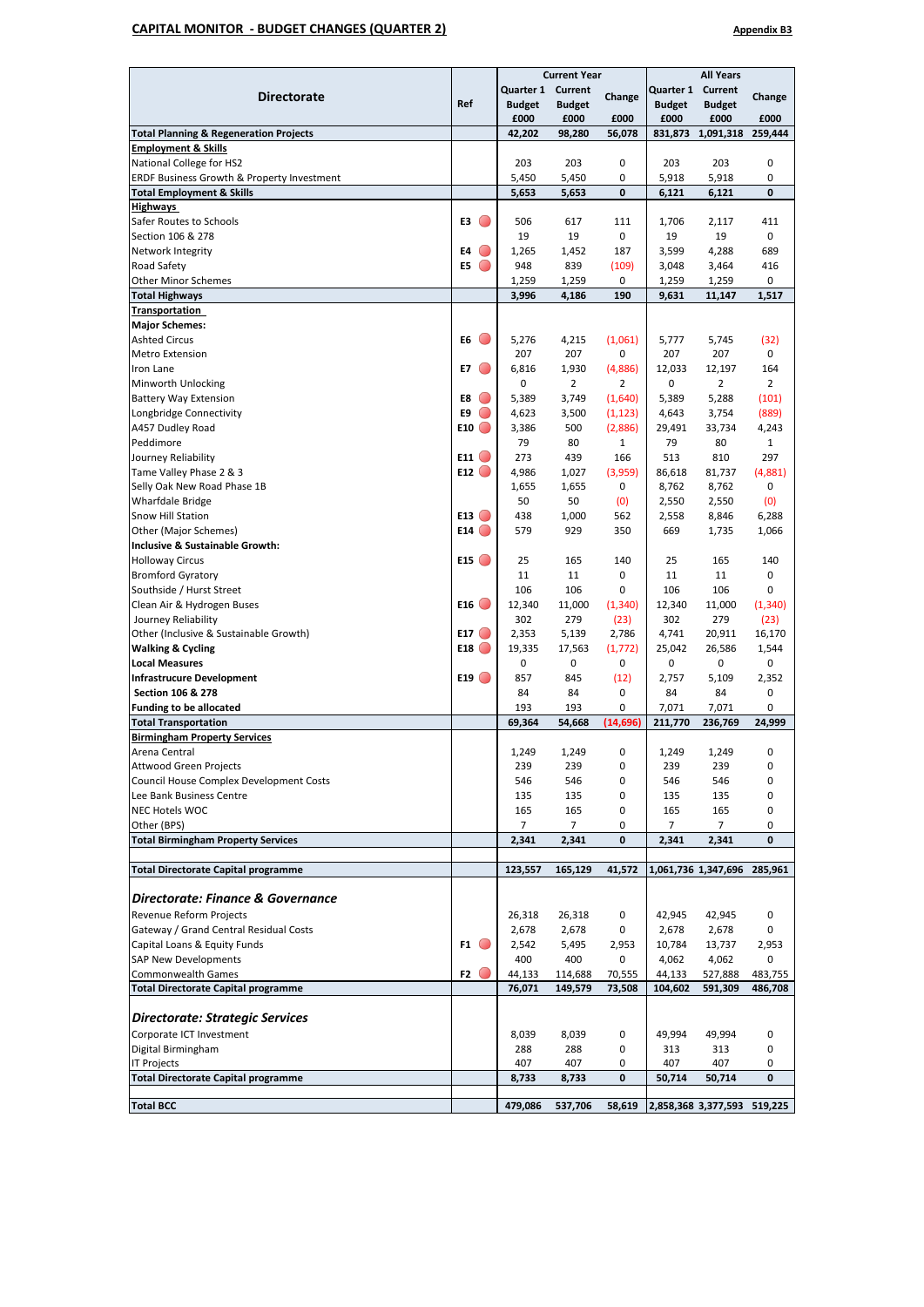**CAPITAL MONITOR - BUDGET CHANGES (QUARTER 2)**

**Appendix B3**

| Directorate | Ref | Current Year | | | All Years | | |
|---|---|---|---|---|---|---|---|
| | | Quarter 1 Budget £000 | Current Budget £000 | Change £000 | Quarter 1 Budget £000 | Current Budget £000 | Change £000 |
| **Total Planning & Regeneration Projects** | | **42,202** | **98,280** | **56,078** | **831,873** | **1,091,318** | **259,444** |
| **Employment & Skills** | | | | | | | |
| National College for HS2 | | 203 | 203 | 0 | 203 | 203 | 0 |
| ERDF Business Growth & Property Investment | | 5,450 | 5,450 | 0 | 5,918 | 5,918 | 0 |
| **Total Employment & Skills** | | **5,653** | **5,653** | **0** | **6,121** | **6,121** | **0** |
| **Highways** | | | | | | | |
| Safer Routes to Schools | E3 | 506 | 617 | 111 | 1,706 | 2,117 | 411 |
| Section 106 & 278 | | 19 | 19 | 0 | 19 | 19 | 0 |
| Network Integrity | E4 | 1,265 | 1,452 | 187 | 3,599 | 4,288 | 689 |
| Road Safety | E5 | 948 | 839 | (109) | 3,048 | 3,464 | 416 |
| Other Minor Schemes | | 1,259 | 1,259 | 0 | 1,259 | 1,259 | 0 |
| **Total Highways** | | **3,996** | **4,186** | **190** | **9,631** | **11,147** | **1,517** |
| **Transportation** | | | | | | | |
| **Major Schemes:** | | | | | | | |
| Ashted Circus | E6 | 5,276 | 4,215 | (1,061) | 5,777 | 5,745 | (32) |
| Metro Extension | | 207 | 207 | 0 | 207 | 207 | 0 |
| Iron Lane | E7 | 6,816 | 1,930 | (4,886) | 12,033 | 12,197 | 164 |
| Minworth Unlocking | | 0 | 2 | 2 | 0 | 2 | 2 |
| Battery Way Extension | E8 | 5,389 | 3,749 | (1,640) | 5,389 | 5,288 | (101) |
| Longbridge Connectivity | E9 | 4,623 | 3,500 | (1,123) | 4,643 | 3,754 | (889) |
| A457 Dudley Road | E10 | 3,386 | 500 | (2,886) | 29,491 | 33,734 | 4,243 |
| Peddimore | | 79 | 80 | 1 | 79 | 80 | 1 |
| Journey Reliability | E11 | 273 | 439 | 166 | 513 | 810 | 297 |
| Tame Valley Phase 2 & 3 | E12 | 4,986 | 1,027 | (3,959) | 86,618 | 81,737 | (4,881) |
| Selly Oak New Road Phase 1B | | 1,655 | 1,655 | 0 | 8,762 | 8,762 | 0 |
| Wharfdale Bridge | | 50 | 50 | (0) | 2,550 | 2,550 | (0) |
| Snow Hill Station | E13 | 438 | 1,000 | 562 | 2,558 | 8,846 | 6,288 |
| Other (Major Schemes) | E14 | 579 | 929 | 350 | 669 | 1,735 | 1,066 |
| **Inclusive & Sustainable Growth:** | | | | | | | |
| Holloway Circus | E15 | 25 | 165 | 140 | 25 | 165 | 140 |
| Bromford Gyratory | | 11 | 11 | 0 | 11 | 11 | 0 |
| Southside / Hurst Street | | 106 | 106 | 0 | 106 | 106 | 0 |
| Clean Air & Hydrogen Buses | E16 | 12,340 | 11,000 | (1,340) | 12,340 | 11,000 | (1,340) |
| Journey Reliability | | 302 | 279 | (23) | 302 | 279 | (23) |
| Other (Inclusive & Sustainable Growth) | E17 | 2,353 | 5,139 | 2,786 | 4,741 | 20,911 | 16,170 |
| **Walking & Cycling** | E18 | 19,335 | 17,563 | (1,772) | 25,042 | 26,586 | 1,544 |
| **Local Measures** | | 0 | 0 | 0 | 0 | 0 | 0 |
| **Infrastrucure Development** | E19 | 857 | 845 | (12) | 2,757 | 5,109 | 2,352 |
| **Section 106 & 278** | | 84 | 84 | 0 | 84 | 84 | 0 |
| **Funding to be allocated** | | 193 | 193 | 0 | 7,071 | 7,071 | 0 |
| **Total Transportation** | | **69,364** | **54,668** | **(14,696)** | **211,770** | **236,769** | **24,999** |
| **Birmingham Property Services** | | | | | | | |
| Arena Central | | 1,249 | 1,249 | 0 | 1,249 | 1,249 | 0 |
| Attwood Green Projects | | 239 | 239 | 0 | 239 | 239 | 0 |
| Council House Complex Development Costs | | 546 | 546 | 0 | 546 | 546 | 0 |
| Lee Bank Business Centre | | 135 | 135 | 0 | 135 | 135 | 0 |
| NEC Hotels WOC | | 165 | 165 | 0 | 165 | 165 | 0 |
| Other (BPS) | | 7 | 7 | 0 | 7 | 7 | 0 |
| **Total Birmingham Property Services** | | **2,341** | **2,341** | **0** | **2,341** | **2,341** | **0** |
| | | | | | | | |
| **Total Directorate Capital programme** | | **123,557** | **165,129** | **41,572** | **1,061,736** | **1,347,696** | **285,961** |
| | | | | | | | |
| ***Directorate: Finance & Governance*** | | | | | | | |
| Revenue Reform Projects | | 26,318 | 26,318 | 0 | 42,945 | 42,945 | 0 |
| Gateway / Grand Central Residual Costs | | 2,678 | 2,678 | 0 | 2,678 | 2,678 | 0 |
| Capital Loans & Equity Funds | F1 | 2,542 | 5,495 | 2,953 | 10,784 | 13,737 | 2,953 |
| SAP New Developments | | 400 | 400 | 0 | 4,062 | 4,062 | 0 |
| Commonwealth Games | F2 | 44,133 | 114,688 | 70,555 | 44,133 | 527,888 | 483,755 |
| **Total Directorate Capital programme** | | **76,071** | **149,579** | **73,508** | **104,602** | **591,309** | **486,708** |
| | | | | | | | |
| ***Directorate: Strategic Services*** | | | | | | | |
| Corporate ICT Investment | | 8,039 | 8,039 | 0 | 49,994 | 49,994 | 0 |
| Digital Birmingham | | 288 | 288 | 0 | 313 | 313 | 0 |
| IT Projects | | 407 | 407 | 0 | 407 | 407 | 0 |
| **Total Directorate Capital programme** | | **8,733** | **8,733** | **0** | **50,714** | **50,714** | **0** |
| | | | | | | | |
| **Total BCC** | | **479,086** | **537,706** | **58,619** | **2,858,368** | **3,377,593** | **519,225** |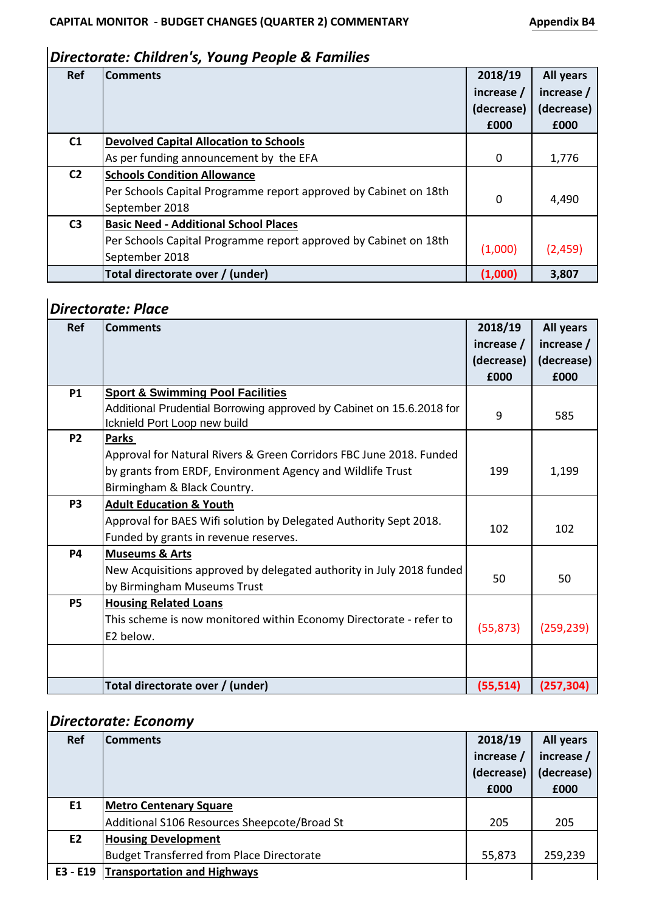**CAPITAL MONITOR - BUDGET CHANGES (QUARTER 2) COMMENTARY** **Appendix B4**

## *Directorate: Children's, Young People & Families*

| Ref | Comments | 2018/19 increase / (decrease) £000 | All years increase / (decrease) £000 |
|---|---|---|---|
| C1 | **Devolved Capital Allocation to Schools**<br>As per funding announcement by the EFA | 0 | 1,776 |
| C2 | **Schools Condition Allowance**<br>Per Schools Capital Programme report approved by Cabinet on 18th September 2018 | 0 | 4,490 |
| C3 | **Basic Need - Additional School Places**<br>Per Schools Capital Programme report approved by Cabinet on 18th September 2018 | (1,000) | (2,459) |
| | **Total directorate over / (under)** | **(1,000)** | **3,807** |

## *Directorate: Place*

| Ref | Comments | 2018/19 increase / (decrease) £000 | All years increase / (decrease) £000 |
|---|---|---|---|
| P1 | **Sport & Swimming Pool Facilities**<br>Additional Prudential Borrowing approved by Cabinet on 15.6.2018 for Icknield Port Loop new build | 9 | 585 |
| P2 | **Parks**<br>Approval for Natural Rivers & Green Corridors FBC June 2018. Funded by grants from ERDF, Environment Agency and Wildlife Trust Birmingham & Black Country. | 199 | 1,199 |
| P3 | **Adult Education & Youth**<br>Approval for BAES Wifi solution by Delegated Authority Sept 2018. Funded by grants in revenue reserves. | 102 | 102 |
| P4 | **Museums & Arts**<br>New Acquisitions approved by delegated authority in July 2018 funded by Birmingham Museums Trust | 50 | 50 |
| P5 | **Housing Related Loans**<br>This scheme is now monitored within Economy Directorate - refer to E2 below. | (55,873) | (259,239) |
| | | | |
| | **Total directorate over / (under)** | **(55,514)** | **(257,304)** |

## *Directorate: Economy*

| Ref | Comments | 2018/19 increase / (decrease) £000 | All years increase / (decrease) £000 |
|---|---|---|---|
| E1 | **Metro Centenary Square**<br>Additional S106 Resources Sheepcote/Broad St | 205 | 205 |
| E2 | **Housing Development**<br>Budget Transferred from Place Directorate | 55,873 | 259,239 |
| E3 - E19 | **Transportation and Highways** | | |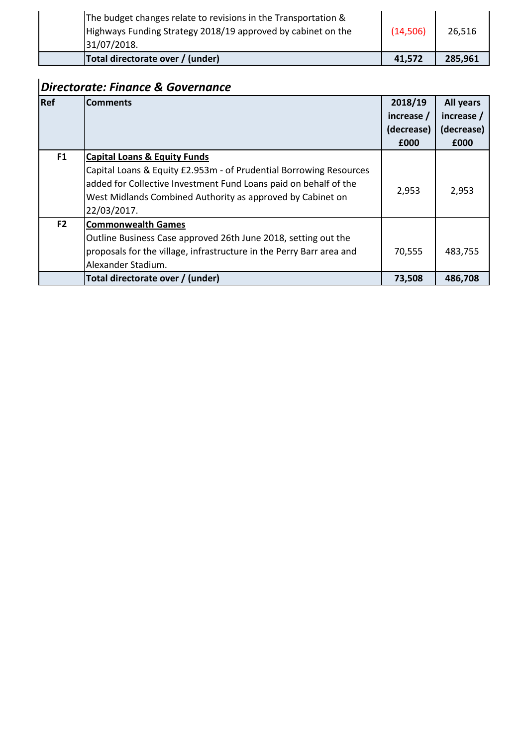| | | | |
|---|---|---|---|
| | The budget changes relate to revisions in the Transportation & Highways Funding Strategy 2018/19 approved by cabinet on the 31/07/2018. | (14,506) | 26,516 |
| | **Total directorate over / (under)** | **41,572** | **285,961** |

## *Directorate: Finance & Governance*

| Ref | Comments | 2018/19 increase / (decrease) £000 | All years increase / (decrease) £000 |
|---|---|---|---|
| **F1** | **Capital Loans & Equity Funds**<br>Capital Loans & Equity £2.953m - of Prudential Borrowing Resources added for Collective Investment Fund Loans paid on behalf of the West Midlands Combined Authority as approved by Cabinet on 22/03/2017. | 2,953 | 2,953 |
| **F2** | **Commonwealth Games**<br>Outline Business Case approved 26th June 2018, setting out the proposals for the village, infrastructure in the Perry Barr area and Alexander Stadium. | 70,555 | 483,755 |
| | **Total directorate over / (under)** | **73,508** | **486,708** |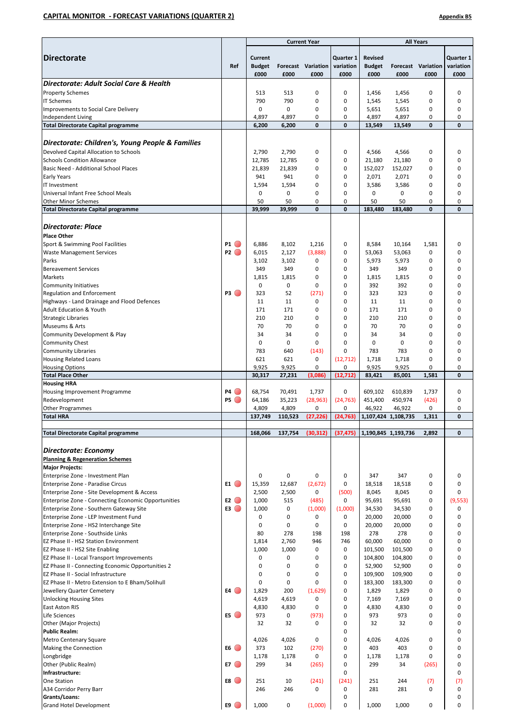**CAPITAL MONITOR - FORECAST VARIATIONS (QUARTER 2)**

**Appendix B5**

| Directorate | Ref | Current Year | | | | All Years | | | |
|---|---|---|---|---|---|---|---|---|---|
| | | Current Budget £000 | Forecast £000 | Variation £000 | Quarter 1 variation £000 | Revised Budget £000 | Forecast £000 | Variation £000 | Quarter 1 variation £000 |
| ***Directorate: Adult Social Care & Health*** | | | | | | | | | |
| Property Schemes | | 513 | 513 | 0 | 0 | 1,456 | 1,456 | 0 | 0 |
| IT Schemes | | 790 | 790 | 0 | 0 | 1,545 | 1,545 | 0 | 0 |
| Improvements to Social Care Delivery | | 0 | 0 | 0 | 0 | 5,651 | 5,651 | 0 | 0 |
| Independent Living | | 4,897 | 4,897 | 0 | 0 | 4,897 | 4,897 | 0 | 0 |
| **Total Directorate Capital programme** | | **6,200** | **6,200** | **0** | **0** | **13,549** | **13,549** | **0** | **0** |
| ***Directorate: Children's, Young People & Families*** | | | | | | | | | |
| Devolved Capital Allocation to Schools | | 2,790 | 2,790 | 0 | 0 | 4,566 | 4,566 | 0 | 0 |
| Schools Condition Allowance | | 12,785 | 12,785 | 0 | 0 | 21,180 | 21,180 | 0 | 0 |
| Basic Need - Additional School Places | | 21,839 | 21,839 | 0 | 0 | 152,027 | 152,027 | 0 | 0 |
| Early Years | | 941 | 941 | 0 | 0 | 2,071 | 2,071 | 0 | 0 |
| IT Investment | | 1,594 | 1,594 | 0 | 0 | 3,586 | 3,586 | 0 | 0 |
| Universal Infant Free School Meals | | 0 | 0 | 0 | 0 | 0 | 0 | 0 | 0 |
| Other Minor Schemes | | 50 | 50 | 0 | 0 | 50 | 50 | 0 | 0 |
| **Total Directorate Capital programme** | | **39,999** | **39,999** | **0** | **0** | **183,480** | **183,480** | **0** | **0** |
| ***Directorate: Place*** | | | | | | | | | |
| **Place Other** | | | | | | | | | |
| Sport & Swimming Pool Facilities | P1 | 6,886 | 8,102 | 1,216 | 0 | 8,584 | 10,164 | 1,581 | 0 |
| Waste Management Services | P2 | 6,015 | 2,127 | (3,888) | 0 | 53,063 | 53,063 | 0 | 0 |
| Parks | | 3,102 | 3,102 | 0 | 0 | 5,973 | 5,973 | 0 | 0 |
| Bereavement Services | | 349 | 349 | 0 | 0 | 349 | 349 | 0 | 0 |
| Markets | | 1,815 | 1,815 | 0 | 0 | 1,815 | 1,815 | 0 | 0 |
| Community Initiatives | | 0 | 0 | 0 | 0 | 392 | 392 | 0 | 0 |
| Regulation and Enforcement | P3 | 323 | 52 | (271) | 0 | 323 | 323 | 0 | 0 |
| Highways - Land Drainage and Flood Defences | | 11 | 11 | 0 | 0 | 11 | 11 | 0 | 0 |
| Adult Education & Youth | | 171 | 171 | 0 | 0 | 171 | 171 | 0 | 0 |
| Strategic Libraries | | 210 | 210 | 0 | 0 | 210 | 210 | 0 | 0 |
| Museums & Arts | | 70 | 70 | 0 | 0 | 70 | 70 | 0 | 0 |
| Community Development & Play | | 34 | 34 | 0 | 0 | 34 | 34 | 0 | 0 |
| Community Chest | | 0 | 0 | 0 | 0 | 0 | 0 | 0 | 0 |
| Community Libraries | | 783 | 640 | (143) | 0 | 783 | 783 | 0 | 0 |
| Housing Related Loans | | 621 | 621 | 0 | (12,712) | 1,718 | 1,718 | 0 | 0 |
| Housing Options | | 9,925 | 9,925 | 0 | 0 | 9,925 | 9,925 | 0 | 0 |
| **Total Place Other** | | **30,317** | **27,231** | **(3,086)** | **(12,712)** | **83,421** | **85,001** | **1,581** | **0** |
| **Housing HRA** | | | | | | | | | |
| Housing Improvement Programme | P4 | 68,754 | 70,491 | 1,737 | 0 | 609,102 | 610,839 | 1,737 | 0 |
| Redevelopment | P5 | 64,186 | 35,223 | (28,963) | (24,763) | 451,400 | 450,974 | (426) | 0 |
| Other Programmes | | 4,809 | 4,809 | 0 | 0 | 46,922 | 46,922 | 0 | 0 |
| **Total HRA** | | **137,749** | **110,523** | **(27,226)** | **(24,763)** | **1,107,424** | **1,108,735** | **1,311** | **0** |
| **Total Directorate Capital programme** | | **168,066** | **137,754** | **(30,312)** | **(37,475)** | **1,190,845** | **1,193,736** | **2,892** | **0** |
| ***Directorate: Economy*** | | | | | | | | | |
| **Planning & Regeneration Schemes** | | | | | | | | | |
| **Major Projects:** | | | | | | | | | |
| Enterprise Zone - Investment Plan | | 0 | 0 | 0 | 0 | 347 | 347 | 0 | 0 |
| Enterprise Zone - Paradise Circus | E1 | 15,359 | 12,687 | (2,672) | 0 | 18,518 | 18,518 | 0 | 0 |
| Enterprise Zone - Site Development & Access | | 2,500 | 2,500 | 0 | (500) | 8,045 | 8,045 | 0 | 0 |
| Enterprise Zone - Connecting Economic Opportunities | E2 | 1,000 | 515 | (485) | 0 | 95,691 | 95,691 | 0 | (9,553) |
| Enterprise Zone - Southern Gateway Site | E3 | 1,000 | 0 | (1,000) | (1,000) | 34,530 | 34,530 | 0 | 0 |
| Enterprise Zone - LEP Investment Fund | | 0 | 0 | 0 | 0 | 20,000 | 20,000 | 0 | 0 |
| Enterprise Zone - HS2 Interchange Site | | 0 | 0 | 0 | 0 | 20,000 | 20,000 | 0 | 0 |
| Enterprise Zone - Southside Links | | 80 | 278 | 198 | 198 | 278 | 278 | 0 | 0 |
| EZ Phase II - HS2 Station Environment | | 1,814 | 2,760 | 946 | 746 | 60,000 | 60,000 | 0 | 0 |
| EZ Phase II - HS2 Site Enabling | | 1,000 | 1,000 | 0 | 0 | 101,500 | 101,500 | 0 | 0 |
| EZ Phase II - Local Transport Improvements | | 0 | 0 | 0 | 0 | 104,800 | 104,800 | 0 | 0 |
| EZ Phase II - Connecting Economic Opportunities 2 | | 0 | 0 | 0 | 0 | 52,900 | 52,900 | 0 | 0 |
| EZ Phase II - Social Infrastructure | | 0 | 0 | 0 | 0 | 109,900 | 109,900 | 0 | 0 |
| EZ Phase II - Metro Extension to E Bham/Solihull | | 0 | 0 | 0 | 0 | 183,300 | 183,300 | 0 | 0 |
| Jewellery Quarter Cemetery | E4 | 1,829 | 200 | (1,629) | 0 | 1,829 | 1,829 | 0 | 0 |
| Unlocking Housing Sites | | 4,619 | 4,619 | 0 | 0 | 7,169 | 7,169 | 0 | 0 |
| East Aston RIS | | 4,830 | 4,830 | 0 | 0 | 4,830 | 4,830 | 0 | 0 |
| Life Sciences | E5 | 973 | 0 | (973) | 0 | 973 | 973 | 0 | 0 |
| Other (Major Projects) | | 32 | 32 | 0 | 0 | 32 | 32 | 0 | 0 |
| **Public Realm:** | | | | | 0 | | | | 0 |
| Metro Centenary Square | | 4,026 | 4,026 | 0 | 0 | 4,026 | 4,026 | 0 | 0 |
| Making the Connection | E6 | 373 | 102 | (270) | 0 | 403 | 403 | 0 | 0 |
| Longbridge | | 1,178 | 1,178 | 0 | 0 | 1,178 | 1,178 | 0 | 0 |
| Other (Public Realm) | E7 | 299 | 34 | (265) | 0 | 299 | 34 | (265) | 0 |
| **Infrastructure:** | | | | | 0 | | | | 0 |
| One Station | E8 | 251 | 10 | (241) | (241) | 251 | 244 | (7) | (7) |
| A34 Corridor Perry Barr | | 246 | 246 | 0 | 0 | 281 | 281 | 0 | 0 |
| **Grants/Loans:** | | | | | 0 | | | | 0 |
| Grand Hotel Development | E9 | 1,000 | 0 | (1,000) | 0 | 1,000 | 1,000 | 0 | 0 |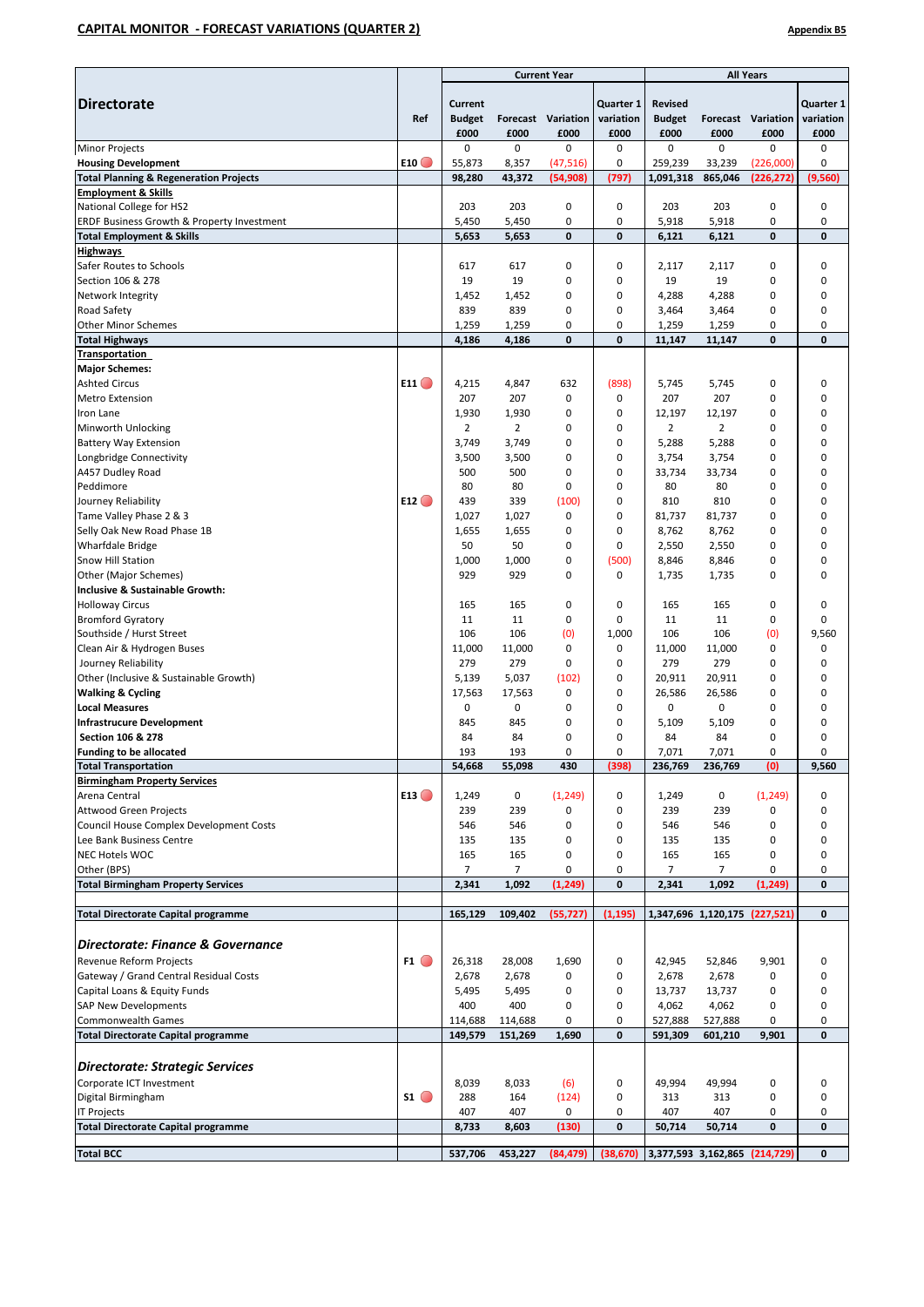## CAPITAL MONITOR - FORECAST VARIATIONS (QUARTER 2)

**Appendix B5**

| Directorate | Ref | Current Year | | | | All Years | | | |
|---|---|---|---|---|---|---|---|---|---|
| | | Current Budget £000 | Forecast £000 | Variation £000 | Quarter 1 variation £000 | Revised Budget £000 | Forecast £000 | Variation £000 | Quarter 1 variation £000 |
| Minor Projects | | 0 | 0 | 0 | 0 | 0 | 0 | 0 | 0 |
| **Housing Development** | E10 | 55,873 | 8,357 | (47,516) | 0 | 259,239 | 33,239 | (226,000) | 0 |
| **Total Planning & Regeneration Projects** | | **98,280** | **43,372** | **(54,908)** | **(797)** | **1,091,318** | **865,046** | **(226,272)** | **(9,560)** |
| **Employment & Skills** | | | | | | | | | |
| National College for HS2 | | 203 | 203 | 0 | 0 | 203 | 203 | 0 | 0 |
| ERDF Business Growth & Property Investment | | 5,450 | 5,450 | 0 | 0 | 5,918 | 5,918 | 0 | 0 |
| **Total Employment & Skills** | | **5,653** | **5,653** | **0** | **0** | **6,121** | **6,121** | **0** | **0** |
| **Highways** | | | | | | | | | |
| Safer Routes to Schools | | 617 | 617 | 0 | 0 | 2,117 | 2,117 | 0 | 0 |
| Section 106 & 278 | | 19 | 19 | 0 | 0 | 19 | 19 | 0 | 0 |
| Network Integrity | | 1,452 | 1,452 | 0 | 0 | 4,288 | 4,288 | 0 | 0 |
| Road Safety | | 839 | 839 | 0 | 0 | 3,464 | 3,464 | 0 | 0 |
| Other Minor Schemes | | 1,259 | 1,259 | 0 | 0 | 1,259 | 1,259 | 0 | 0 |
| **Total Highways** | | **4,186** | **4,186** | **0** | **0** | **11,147** | **11,147** | **0** | **0** |
| **Transportation** | | | | | | | | | |
| **Major Schemes:** | | | | | | | | | |
| Ashted Circus | E11 | 4,215 | 4,847 | 632 | (898) | 5,745 | 5,745 | 0 | 0 |
| Metro Extension | | 207 | 207 | 0 | 0 | 207 | 207 | 0 | 0 |
| Iron Lane | | 1,930 | 1,930 | 0 | 0 | 12,197 | 12,197 | 0 | 0 |
| Minworth Unlocking | | 2 | 2 | 0 | 0 | 2 | 2 | 0 | 0 |
| Battery Way Extension | | 3,749 | 3,749 | 0 | 0 | 5,288 | 5,288 | 0 | 0 |
| Longbridge Connectivity | | 3,500 | 3,500 | 0 | 0 | 3,754 | 3,754 | 0 | 0 |
| A457 Dudley Road | | 500 | 500 | 0 | 0 | 33,734 | 33,734 | 0 | 0 |
| Peddimore | | 80 | 80 | 0 | 0 | 80 | 80 | 0 | 0 |
| Journey Reliability | E12 | 439 | 339 | (100) | 0 | 810 | 810 | 0 | 0 |
| Tame Valley Phase 2 & 3 | | 1,027 | 1,027 | 0 | 0 | 81,737 | 81,737 | 0 | 0 |
| Selly Oak New Road Phase 1B | | 1,655 | 1,655 | 0 | 0 | 8,762 | 8,762 | 0 | 0 |
| Wharfdale Bridge | | 50 | 50 | 0 | 0 | 2,550 | 2,550 | 0 | 0 |
| Snow Hill Station | | 1,000 | 1,000 | 0 | (500) | 8,846 | 8,846 | 0 | 0 |
| Other (Major Schemes) | | 929 | 929 | 0 | 0 | 1,735 | 1,735 | 0 | 0 |
| **Inclusive & Sustainable Growth:** | | | | | | | | | |
| Holloway Circus | | 165 | 165 | 0 | 0 | 165 | 165 | 0 | 0 |
| Bromford Gyratory | | 11 | 11 | 0 | 0 | 11 | 11 | 0 | 0 |
| Southside / Hurst Street | | 106 | 106 | (0) | 1,000 | 106 | 106 | (0) | 9,560 |
| Clean Air & Hydrogen Buses | | 11,000 | 11,000 | 0 | 0 | 11,000 | 11,000 | 0 | 0 |
| Journey Reliability | | 279 | 279 | 0 | 0 | 279 | 279 | 0 | 0 |
| Other (Inclusive & Sustainable Growth) | | 5,139 | 5,037 | (102) | 0 | 20,911 | 20,911 | 0 | 0 |
| **Walking & Cycling** | | 17,563 | 17,563 | 0 | 0 | 26,586 | 26,586 | 0 | 0 |
| **Local Measures** | | 0 | 0 | 0 | 0 | 0 | 0 | 0 | 0 |
| **Infrastrucure Development** | | 845 | 845 | 0 | 0 | 5,109 | 5,109 | 0 | 0 |
| **Section 106 & 278** | | 84 | 84 | 0 | 0 | 84 | 84 | 0 | 0 |
| **Funding to be allocated** | | 193 | 193 | 0 | 0 | 7,071 | 7,071 | 0 | 0 |
| **Total Transportation** | | **54,668** | **55,098** | **430** | **(398)** | **236,769** | **236,769** | **(0)** | **9,560** |
| **Birmingham Property Services** | | | | | | | | | |
| Arena Central | E13 | 1,249 | 0 | (1,249) | 0 | 1,249 | 0 | (1,249) | 0 |
| Attwood Green Projects | | 239 | 239 | 0 | 0 | 239 | 239 | 0 | 0 |
| Council House Complex Development Costs | | 546 | 546 | 0 | 0 | 546 | 546 | 0 | 0 |
| Lee Bank Business Centre | | 135 | 135 | 0 | 0 | 135 | 135 | 0 | 0 |
| NEC Hotels WOC | | 165 | 165 | 0 | 0 | 165 | 165 | 0 | 0 |
| Other (BPS) | | 7 | 7 | 0 | 0 | 7 | 7 | 0 | 0 |
| **Total Birmingham Property Services** | | **2,341** | **1,092** | **(1,249)** | **0** | **2,341** | **1,092** | **(1,249)** | **0** |
| **Total Directorate Capital programme** | | **165,129** | **109,402** | **(55,727)** | **(1,195)** | **1,347,696** | **1,120,175** | **(227,521)** | **0** |
| ***Directorate: Finance & Governance*** | | | | | | | | | |
| Revenue Reform Projects | F1 | 26,318 | 28,008 | 1,690 | 0 | 42,945 | 52,846 | 9,901 | 0 |
| Gateway / Grand Central Residual Costs | | 2,678 | 2,678 | 0 | 0 | 2,678 | 2,678 | 0 | 0 |
| Capital Loans & Equity Funds | | 5,495 | 5,495 | 0 | 0 | 13,737 | 13,737 | 0 | 0 |
| SAP New Developments | | 400 | 400 | 0 | 0 | 4,062 | 4,062 | 0 | 0 |
| Commonwealth Games | | 114,688 | 114,688 | 0 | 0 | 527,888 | 527,888 | 0 | 0 |
| **Total Directorate Capital programme** | | **149,579** | **151,269** | **1,690** | **0** | **591,309** | **601,210** | **9,901** | **0** |
| ***Directorate: Strategic Services*** | | | | | | | | | |
| Corporate ICT Investment | | 8,039 | 8,033 | (6) | 0 | 49,994 | 49,994 | 0 | 0 |
| Digital Birmingham | S1 | 288 | 164 | (124) | 0 | 313 | 313 | 0 | 0 |
| IT Projects | | 407 | 407 | 0 | 0 | 407 | 407 | 0 | 0 |
| **Total Directorate Capital programme** | | **8,733** | **8,603** | **(130)** | **0** | **50,714** | **50,714** | **0** | **0** |
| **Total BCC** | | **537,706** | **453,227** | **(84,479)** | **(38,670)** | **3,377,593** | **3,162,865** | **(214,729)** | **0** |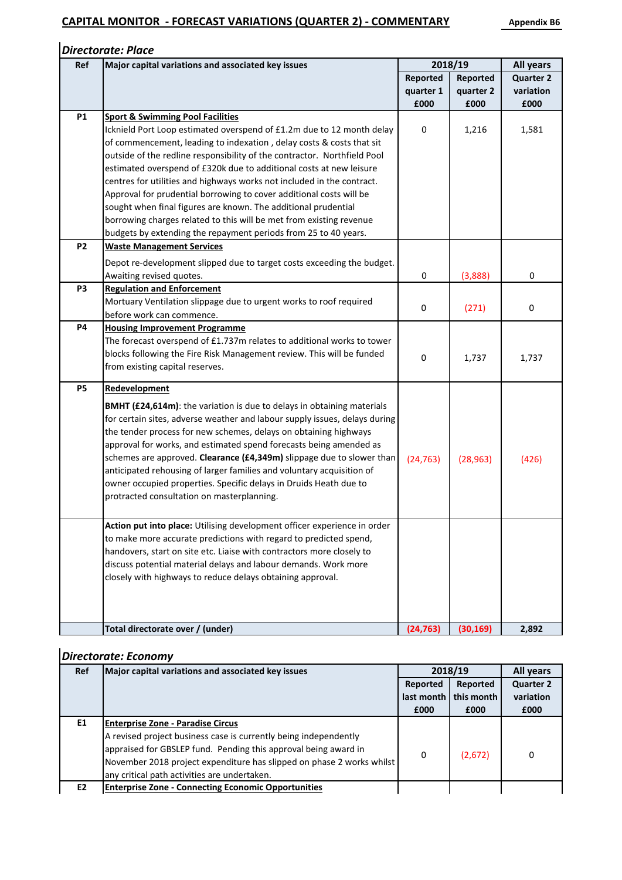## CAPITAL MONITOR - FORECAST VARIATIONS (QUARTER 2) - COMMENTARY

**Appendix B6**

### *Directorate: Place*

| Ref | Major capital variations and associated key issues | 2018/19 | | All years |
|---|---|---|---|---|
| | | Reported quarter 1 £000 | Reported quarter 2 £000 | Quarter 2 variation £000 |
| P1 | **Sport & Swimming Pool Facilities** Icknield Port Loop estimated overspend of £1.2m due to 12 month delay of commencement, leading to indexation , delay costs & costs that sit outside of the redline responsibility of the contractor. Northfield Pool estimated overspend of £320k due to additional costs at new leisure centres for utilities and highways works not included in the contract. Approval for prudential borrowing to cover additional costs will be sought when final figures are known. The additional prudential borrowing charges related to this will be met from existing revenue budgets by extending the repayment periods from 25 to 40 years. | 0 | 1,216 | 1,581 |
| P2 | **Waste Management Services** Depot re-development slipped due to target costs exceeding the budget. Awaiting revised quotes. | 0 | (3,888) | 0 |
| P3 | **Regulation and Enforcement** Mortuary Ventilation slippage due to urgent works to roof required before work can commence. | 0 | (271) | 0 |
| P4 | **Housing Improvement Programme** The forecast overspend of £1.737m relates to additional works to tower blocks following the Fire Risk Management review. This will be funded from existing capital reserves. | 0 | 1,737 | 1,737 |
| P5 | **Redevelopment** **BMHT (£24,614m)**: the variation is due to delays in obtaining materials for certain sites, adverse weather and labour supply issues, delays during the tender process for new schemes, delays on obtaining highways approval for works, and estimated spend forecasts being amended as schemes are approved. **Clearance (£4,349m)** slippage due to slower than anticipated rehousing of larger families and voluntary acquisition of owner occupied properties. Specific delays in Druids Heath due to protracted consultation on masterplanning. | (24,763) | (28,963) | (426) |
| | **Action put into place:** Utilising development officer experience in order to make more accurate predictions with regard to predicted spend, handovers, start on site etc. Liaise with contractors more closely to discuss potential material delays and labour demands. Work more closely with highways to reduce delays obtaining approval. | | | |
| | **Total directorate over / (under)** | (24,763) | (30,169) | 2,892 |

### *Directorate: Economy*

| Ref | Major capital variations and associated key issues | 2018/19 | | All years |
|---|---|---|---|---|
| | | Reported last month £000 | Reported this month £000 | Quarter 2 variation £000 |
| E1 | **Enterprise Zone - Paradise Circus** A revised project business case is currently being independently appraised for GBSLEP fund. Pending this approval being award in November 2018 project expenditure has slipped on phase 2 works whilst any critical path activities are undertaken. | 0 | (2,672) | 0 |
| E2 | **Enterprise Zone - Connecting Economic Opportunities** | | | |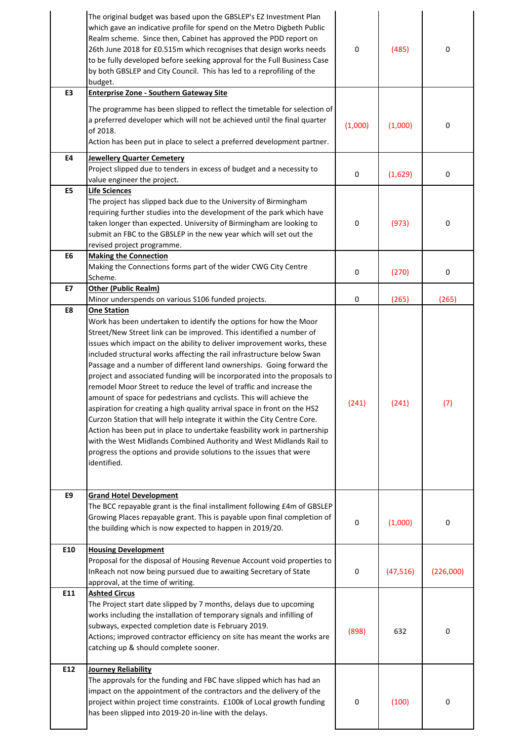| | | | | |
|---|---|---|---|---|
| | The original budget was based upon the GBSLEP's EZ Investment Plan which gave an indicative profile for spend on the Metro Digbeth Public Realm scheme. Since then, Cabinet has approved the PDD report on 26th June 2018 for £0.515m which recognises that design works needs to be fully developed before seeking approval for the Full Business Case by both GBSLEP and City Council. This has led to a reprofiling of the budget. | 0 | (485) | 0 |
| E3 | **Enterprise Zone - Southern Gateway Site**<br><br>The programme has been slipped to reflect the timetable for selection of a preferred developer which will not be achieved until the final quarter of 2018.<br>Action has been put in place to select a preferred development partner. | (1,000) | (1,000) | 0 |
| E4 | **Jewellery Quarter Cemetery**<br>Project slipped due to tenders in excess of budget and a necessity to value engineer the project. | 0 | (1,629) | 0 |
| E5 | **Life Sciences**<br>The project has slipped back due to the University of Birmingham requiring further studies into the development of the park which have taken longer than expected. University of Birmingham are looking to submit an FBC to the GBSLEP in the new year which will set out the revised project programme. | 0 | (973) | 0 |
| E6 | **Making the Connection**<br>Making the Connections forms part of the wider CWG City Centre Scheme. | 0 | (270) | 0 |
| E7 | **Other (Public Realm)**<br>Minor underspends on various S106 funded projects. | 0 | (265) | (265) |
| E8 | **One Station**<br>Work has been undertaken to identify the options for how the Moor Street/New Street link can be improved. This identified a number of issues which impact on the ability to deliver improvement works, these included structural works affecting the rail infrastructure below Swan Passage and a number of different land ownerships. Going forward the project and associated funding will be incorporated into the proposals to remodel Moor Street to reduce the level of traffic and increase the amount of space for pedestrians and cyclists. This will achieve the aspiration for creating a high quality arrival space in front on the HS2 Curzon Station that will help integrate it within the City Centre Core.<br>Action has been put in place to undertake feasbility work in partnership with the West Midlands Combined Authority and West Midlands Rail to progress the options and provide solutions to the issues that were identified. | (241) | (241) | (7) |
| E9 | **Grand Hotel Development**<br>The BCC repayable grant is the final installment following £4m of GBSLEP Growing Places repayable grant. This is payable upon final completion of the building which is now expected to happen in 2019/20. | 0 | (1,000) | 0 |
| E10 | **Housing Development**<br>Proposal for the disposal of Housing Revenue Account void properties to InReach not now being pursued due to awaiting Secretary of State approval, at the time of writing. | 0 | (47,516) | (226,000) |
| E11 | **Ashted Circus**<br>The Project start date slipped by 7 months, delays due to upcoming works including the installation of temporary signals and infilling of subways, expected completion date is February 2019.<br>Actions; improved contractor efficiency on site has meant the works are catching up & should complete sooner. | (898) | 632 | 0 |
| E12 | **Journey Reliability**<br>The approvals for the funding and FBC have slipped which has had an impact on the appointment of the contractors and the delivery of the project within project time constraints. £100k of Local growth funding has been slipped into 2019-20 in-line with the delays. | 0 | (100) | 0 |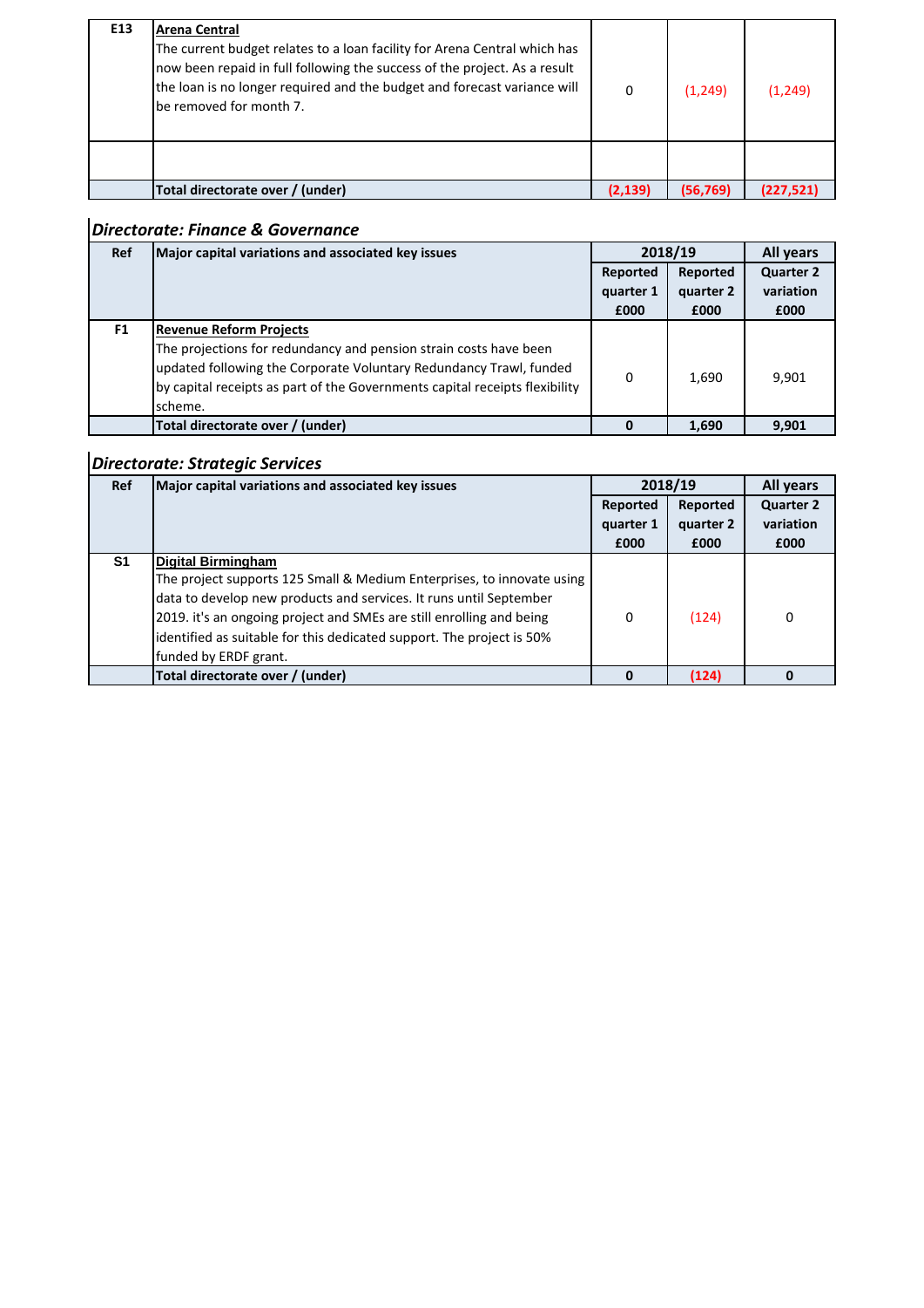| E13 | **Arena Central** The current budget relates to a loan facility for Arena Central which has now been repaid in full following the success of the project. As a result the loan is no longer required and the budget and forecast variance will be removed for month 7. | 0 | (1,249) | (1,249) |
|---|---|---|---|---|
| | | | | |
| | **Total directorate over / (under)** | **(2,139)** | **(56,769)** | **(227,521)** |

### *Directorate: Finance & Governance*

| Ref | Major capital variations and associated key issues | 2018/19 | | All years |
|---|---|---|---|---|
| | | Reported quarter 1 £000 | Reported quarter 2 £000 | Quarter 2 variation £000 |
| F1 | **Revenue Reform Projects** The projections for redundancy and pension strain costs have been updated following the Corporate Voluntary Redundancy Trawl, funded by capital receipts as part of the Governments capital receipts flexibility scheme. | 0 | 1,690 | 9,901 |
| | **Total directorate over / (under)** | **0** | **1,690** | **9,901** |

### *Directorate: Strategic Services*

| Ref | Major capital variations and associated key issues | 2018/19 | | All years |
|---|---|---|---|---|
| | | Reported quarter 1 £000 | Reported quarter 2 £000 | Quarter 2 variation £000 |
| S1 | **Digital Birmingham** The project supports 125 Small & Medium Enterprises, to innovate using data to develop new products and services. It runs until September 2019. it's an ongoing project and SMEs are still enrolling and being identified as suitable for this dedicated support. The project is 50% funded by ERDF grant. | 0 | (124) | 0 |
| | **Total directorate over / (under)** | **0** | **(124)** | **0** |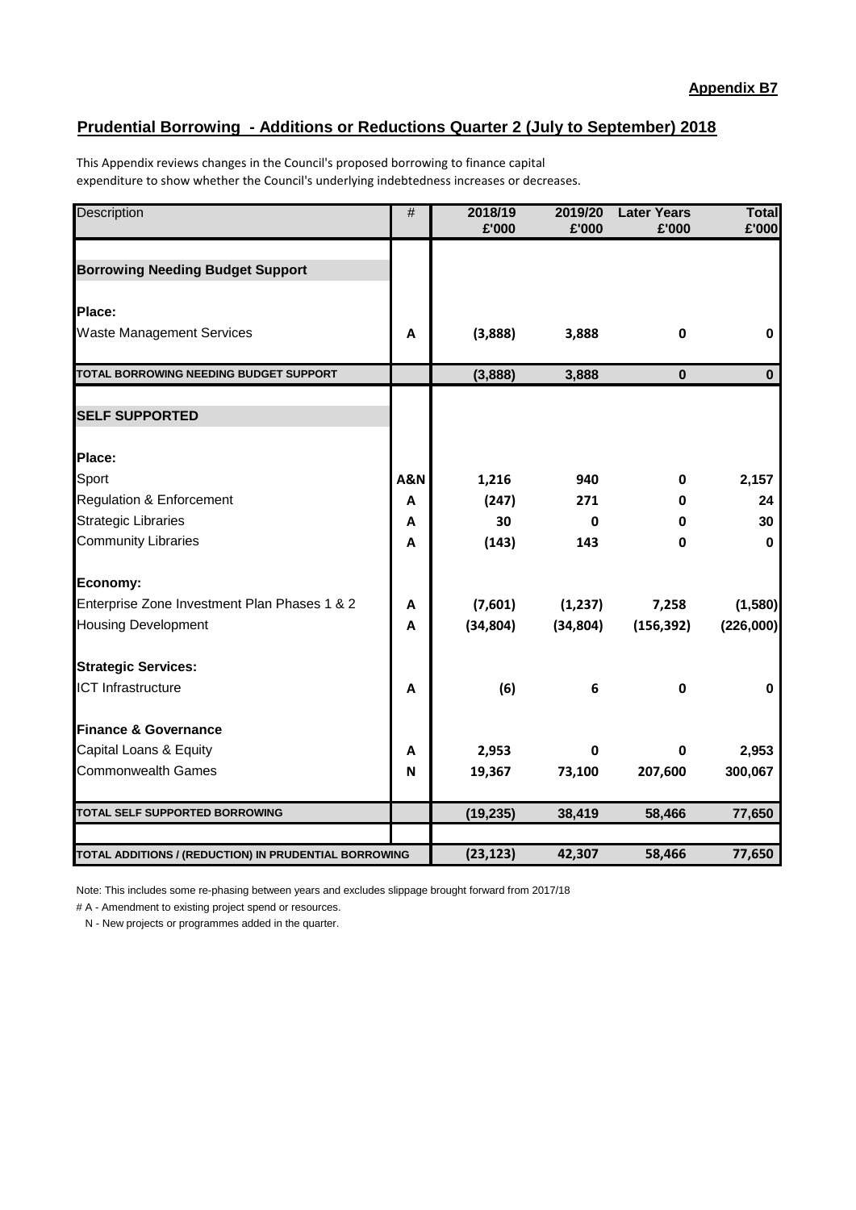**Appendix B7**

## Prudential Borrowing - Additions or Reductions Quarter 2 (July to September) 2018

This Appendix reviews changes in the Council's proposed borrowing to finance capital expenditure to show whether the Council's underlying indebtedness increases or decreases.

| Description | # | 2018/19 £'000 | 2019/20 £'000 | Later Years £'000 | Total £'000 |
|---|---|---|---|---|---|
| **Borrowing Needing Budget Support** | | | | | |
| **Place:** | | | | | |
| Waste Management Services | A | (3,888) | 3,888 | 0 | 0 |
| **TOTAL BORROWING NEEDING BUDGET SUPPORT** | | (3,888) | 3,888 | 0 | 0 |
| **SELF SUPPORTED** | | | | | |
| **Place:** | | | | | |
| Sport | A&N | 1,216 | 940 | 0 | 2,157 |
| Regulation & Enforcement | A | (247) | 271 | 0 | 24 |
| Strategic Libraries | A | 30 | 0 | 0 | 30 |
| Community Libraries | A | (143) | 143 | 0 | 0 |
| **Economy:** | | | | | |
| Enterprise Zone Investment Plan Phases 1 & 2 | A | (7,601) | (1,237) | 7,258 | (1,580) |
| Housing Development | A | (34,804) | (34,804) | (156,392) | (226,000) |
| **Strategic Services:** | | | | | |
| ICT Infrastructure | A | (6) | 6 | 0 | 0 |
| **Finance & Governance** | | | | | |
| Capital Loans & Equity | A | 2,953 | 0 | 0 | 2,953 |
| Commonwealth Games | N | 19,367 | 73,100 | 207,600 | 300,067 |
| **TOTAL SELF SUPPORTED BORROWING** | | (19,235) | 38,419 | 58,466 | 77,650 |
| **TOTAL ADDITIONS / (REDUCTION) IN PRUDENTIAL BORROWING** | | (23,123) | 42,307 | 58,466 | 77,650 |

Note: This includes some re-phasing between years and excludes slippage brought forward from 2017/18

# A - Amendment to existing project spend or resources.

N - New projects or programmes added in the quarter.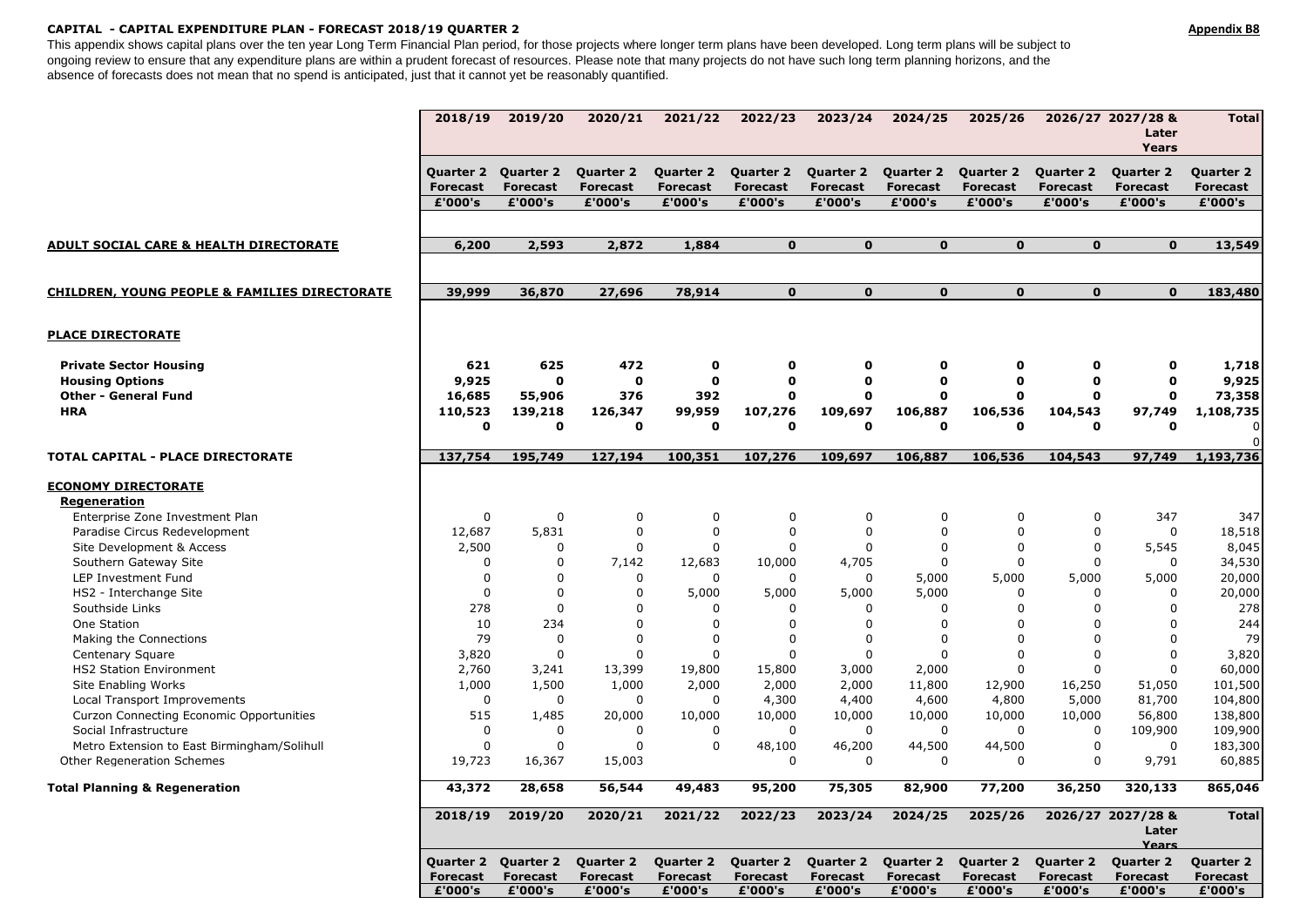**CAPITAL - CAPITAL EXPENDITURE PLAN - FORECAST 2018/19 QUARTER 2**

**Appendix B8**

This appendix shows capital plans over the ten year Long Term Financial Plan period, for those projects where longer term plans have been developed. Long term plans will be subject to ongoing review to ensure that any expenditure plans are within a prudent forecast of resources. Please note that many projects do not have such long term planning horizons, and the absence of forecasts does not mean that no spend is anticipated, just that it cannot yet be reasonably quantified.

| | 2018/19 | 2019/20 | 2020/21 | 2021/22 | 2022/23 | 2023/24 | 2024/25 | 2025/26 | 2026/27 | 2027/28 & Later Years | Total |
|---|---|---|---|---|---|---|---|---|---|---|---|
| | Quarter 2 Forecast £'000's | Quarter 2 Forecast £'000's | Quarter 2 Forecast £'000's | Quarter 2 Forecast £'000's | Quarter 2 Forecast £'000's | Quarter 2 Forecast £'000's | Quarter 2 Forecast £'000's | Quarter 2 Forecast £'000's | Quarter 2 Forecast £'000's | Quarter 2 Forecast £'000's | Quarter 2 Forecast £'000's |
| **ADULT SOCIAL CARE & HEALTH DIRECTORATE** | **6,200** | **2,593** | **2,872** | **1,884** | **0** | **0** | **0** | **0** | **0** | **0** | **13,549** |
| **CHILDREN, YOUNG PEOPLE & FAMILIES DIRECTORATE** | **39,999** | **36,870** | **27,696** | **78,914** | **0** | **0** | **0** | **0** | **0** | **0** | **183,480** |
| **PLACE DIRECTORATE** | | | | | | | | | | | |
| **Private Sector Housing** | **621** | **625** | **472** | **0** | **0** | **0** | **0** | **0** | **0** | **0** | **1,718** |
| **Housing Options** | **9,925** | **0** | **0** | **0** | **0** | **0** | **0** | **0** | **0** | **0** | **9,925** |
| **Other - General Fund** | **16,685** | **55,906** | **376** | **392** | **0** | **0** | **0** | **0** | **0** | **0** | **73,358** |
| **HRA** | **110,523** | **139,218** | **126,347** | **99,959** | **107,276** | **109,697** | **106,887** | **106,536** | **104,543** | **97,749** | **1,108,735** |
| | **0** | **0** | **0** | **0** | **0** | **0** | **0** | **0** | **0** | **0** | 0 |
| | | | | | | | | | | | 0 |
| **TOTAL CAPITAL - PLACE DIRECTORATE** | **137,754** | **195,749** | **127,194** | **100,351** | **107,276** | **109,697** | **106,887** | **106,536** | **104,543** | **97,749** | **1,193,736** |
| **ECONOMY DIRECTORATE** | | | | | | | | | | | |
| **Regeneration** | | | | | | | | | | | |
| Enterprise Zone Investment Plan | 0 | 0 | 0 | 0 | 0 | 0 | 0 | 0 | 0 | 347 | 347 |
| Paradise Circus Redevelopment | 12,687 | 5,831 | 0 | 0 | 0 | 0 | 0 | 0 | 0 | 0 | 18,518 |
| Site Development & Access | 2,500 | 0 | 0 | 0 | 0 | 0 | 0 | 0 | 0 | 5,545 | 8,045 |
| Southern Gateway Site | 0 | 0 | 7,142 | 12,683 | 10,000 | 4,705 | 0 | 0 | 0 | 0 | 34,530 |
| LEP Investment Fund | 0 | 0 | 0 | 0 | 0 | 0 | 5,000 | 5,000 | 5,000 | 5,000 | 20,000 |
| HS2 - Interchange Site | 0 | 0 | 0 | 5,000 | 5,000 | 5,000 | 5,000 | 0 | 0 | 0 | 20,000 |
| Southside Links | 278 | 0 | 0 | 0 | 0 | 0 | 0 | 0 | 0 | 0 | 278 |
| One Station | 10 | 234 | 0 | 0 | 0 | 0 | 0 | 0 | 0 | 0 | 244 |
| Making the Connections | 79 | 0 | 0 | 0 | 0 | 0 | 0 | 0 | 0 | 0 | 79 |
| Centenary Square | 3,820 | 0 | 0 | 0 | 0 | 0 | 0 | 0 | 0 | 0 | 3,820 |
| HS2 Station Environment | 2,760 | 3,241 | 13,399 | 19,800 | 15,800 | 3,000 | 2,000 | 0 | 0 | 0 | 60,000 |
| Site Enabling Works | 1,000 | 1,500 | 1,000 | 2,000 | 2,000 | 2,000 | 11,800 | 12,900 | 16,250 | 51,050 | 101,500 |
| Local Transport Improvements | 0 | 0 | 0 | 0 | 4,300 | 4,400 | 4,600 | 4,800 | 5,000 | 81,700 | 104,800 |
| Curzon Connecting Economic Opportunities | 515 | 1,485 | 20,000 | 10,000 | 10,000 | 10,000 | 10,000 | 10,000 | 10,000 | 56,800 | 138,800 |
| Social Infrastructure | 0 | 0 | 0 | 0 | 0 | 0 | 0 | 0 | 0 | 109,900 | 109,900 |
| Metro Extension to East Birmingham/Solihull | 0 | 0 | 0 | 0 | 48,100 | 46,200 | 44,500 | 44,500 | 0 | 0 | 183,300 |
| Other Regeneration Schemes | 19,723 | 16,367 | 15,003 | | 0 | 0 | 0 | 0 | 0 | 9,791 | 60,885 |
| **Total Planning & Regeneration** | **43,372** | **28,658** | **56,544** | **49,483** | **95,200** | **75,305** | **82,900** | **77,200** | **36,250** | **320,133** | **865,046** |
| | **2018/19** | **2019/20** | **2020/21** | **2021/22** | **2022/23** | **2023/24** | **2024/25** | **2025/26** | **2026/27** | **2027/28 & Later Years** | **Total** |
| | **Quarter 2 Forecast £'000's** | **Quarter 2 Forecast £'000's** | **Quarter 2 Forecast £'000's** | **Quarter 2 Forecast £'000's** | **Quarter 2 Forecast £'000's** | **Quarter 2 Forecast £'000's** | **Quarter 2 Forecast £'000's** | **Quarter 2 Forecast £'000's** | **Quarter 2 Forecast £'000's** | **Quarter 2 Forecast £'000's** | **Quarter 2 Forecast £'000's** |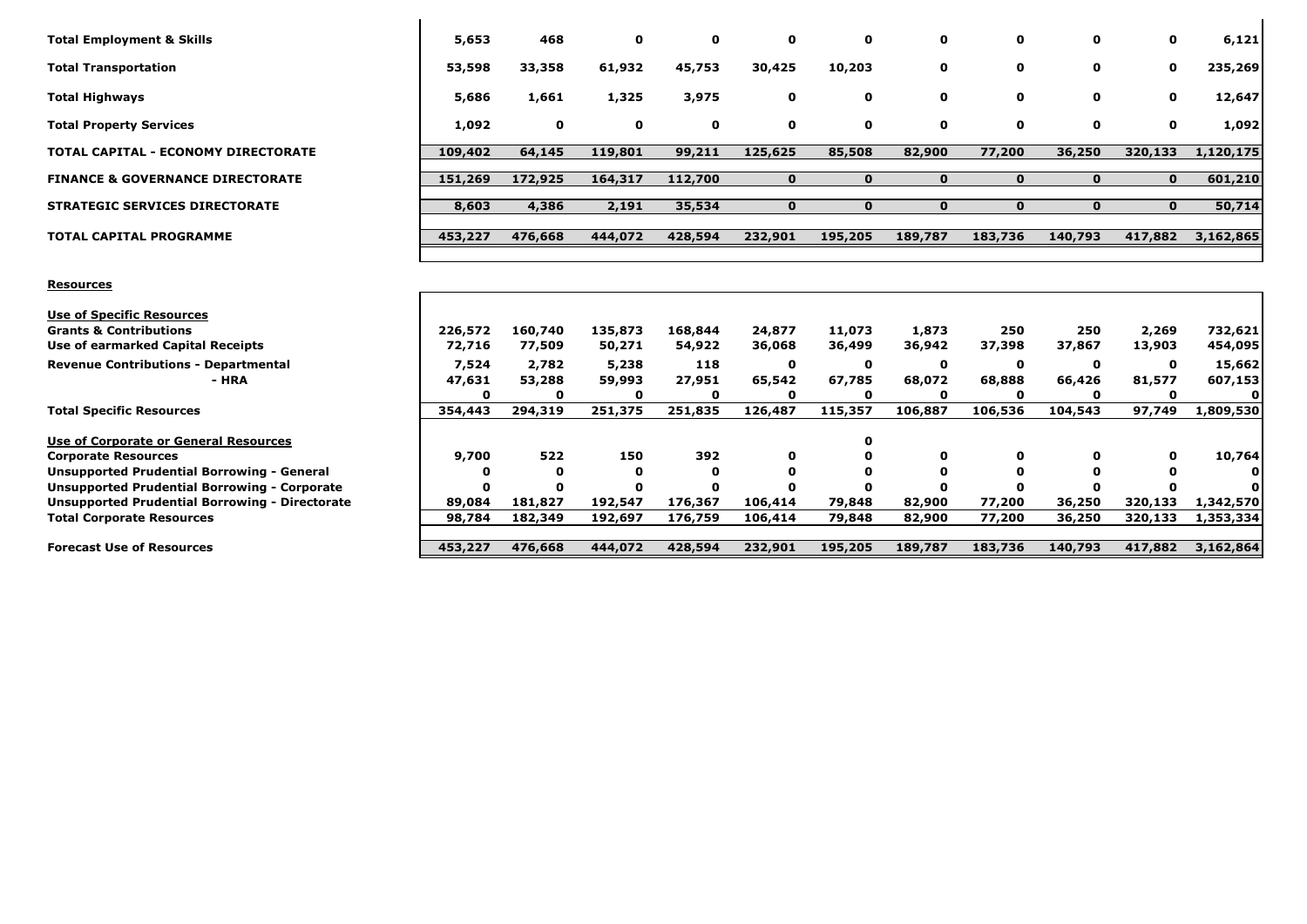| | | | | | | | | | | | |
|---|---|---|---|---|---|---|---|---|---|---|---|
| **Total Employment & Skills** | **5,653** | **468** | **0** | **0** | **0** | **0** | **0** | **0** | **0** | **0** | **6,121** |
| **Total Transportation** | **53,598** | **33,358** | **61,932** | **45,753** | **30,425** | **10,203** | **0** | **0** | **0** | **0** | **235,269** |
| **Total Highways** | **5,686** | **1,661** | **1,325** | **3,975** | **0** | **0** | **0** | **0** | **0** | **0** | **12,647** |
| **Total Property Services** | **1,092** | **0** | **0** | **0** | **0** | **0** | **0** | **0** | **0** | **0** | **1,092** |
| **TOTAL CAPITAL - ECONOMY DIRECTORATE** | **109,402** | **64,145** | **119,801** | **99,211** | **125,625** | **85,508** | **82,900** | **77,200** | **36,250** | **320,133** | **1,120,175** |
| **FINANCE & GOVERNANCE DIRECTORATE** | **151,269** | **172,925** | **164,317** | **112,700** | **0** | **0** | **0** | **0** | **0** | **0** | **601,210** |
| **STRATEGIC SERVICES DIRECTORATE** | **8,603** | **4,386** | **2,191** | **35,534** | **0** | **0** | **0** | **0** | **0** | **0** | **50,714** |
| **TOTAL CAPITAL PROGRAMME** | **453,227** | **476,668** | **444,072** | **428,594** | **232,901** | **195,205** | **189,787** | **183,736** | **140,793** | **417,882** | **3,162,865** |

**Resources**

| | | | | | | | | | | | |
|---|---|---|---|---|---|---|---|---|---|---|---|
| **Use of Specific Resources** | | | | | | | | | | | |
| **Grants & Contributions** | **226,572** | **160,740** | **135,873** | **168,844** | **24,877** | **11,073** | **1,873** | **250** | **250** | **2,269** | **732,621** |
| **Use of earmarked Capital Receipts** | **72,716** | **77,509** | **50,271** | **54,922** | **36,068** | **36,499** | **36,942** | **37,398** | **37,867** | **13,903** | **454,095** |
| **Revenue Contributions - Departmental** | **7,524** | **2,782** | **5,238** | **118** | **0** | **0** | **0** | **0** | **0** | **0** | **15,662** |
| **- HRA** | **47,631** | **53,288** | **59,993** | **27,951** | **65,542** | **67,785** | **68,072** | **68,888** | **66,426** | **81,577** | **607,153** |
| | **0** | **0** | **0** | **0** | **0** | **0** | **0** | **0** | **0** | **0** | **0** |
| **Total Specific Resources** | **354,443** | **294,319** | **251,375** | **251,835** | **126,487** | **115,357** | **106,887** | **106,536** | **104,543** | **97,749** | **1,809,530** |
| **Use of Corporate or General Resources** | | | | | | **0** | | | | | |
| **Corporate Resources** | **9,700** | **522** | **150** | **392** | **0** | **0** | **0** | **0** | **0** | **0** | **10,764** |
| **Unsupported Prudential Borrowing - General** | **0** | **0** | **0** | **0** | **0** | **0** | **0** | **0** | **0** | **0** | **0** |
| **Unsupported Prudential Borrowing - Corporate** | **0** | **0** | **0** | **0** | **0** | **0** | **0** | **0** | **0** | **0** | **0** |
| **Unsupported Prudential Borrowing - Directorate** | **89,084** | **181,827** | **192,547** | **176,367** | **106,414** | **79,848** | **82,900** | **77,200** | **36,250** | **320,133** | **1,342,570** |
| **Total Corporate Resources** | **98,784** | **182,349** | **192,697** | **176,759** | **106,414** | **79,848** | **82,900** | **77,200** | **36,250** | **320,133** | **1,353,334** |
| **Forecast Use of Resources** | **453,227** | **476,668** | **444,072** | **428,594** | **232,901** | **195,205** | **189,787** | **183,736** | **140,793** | **417,882** | **3,162,864** |